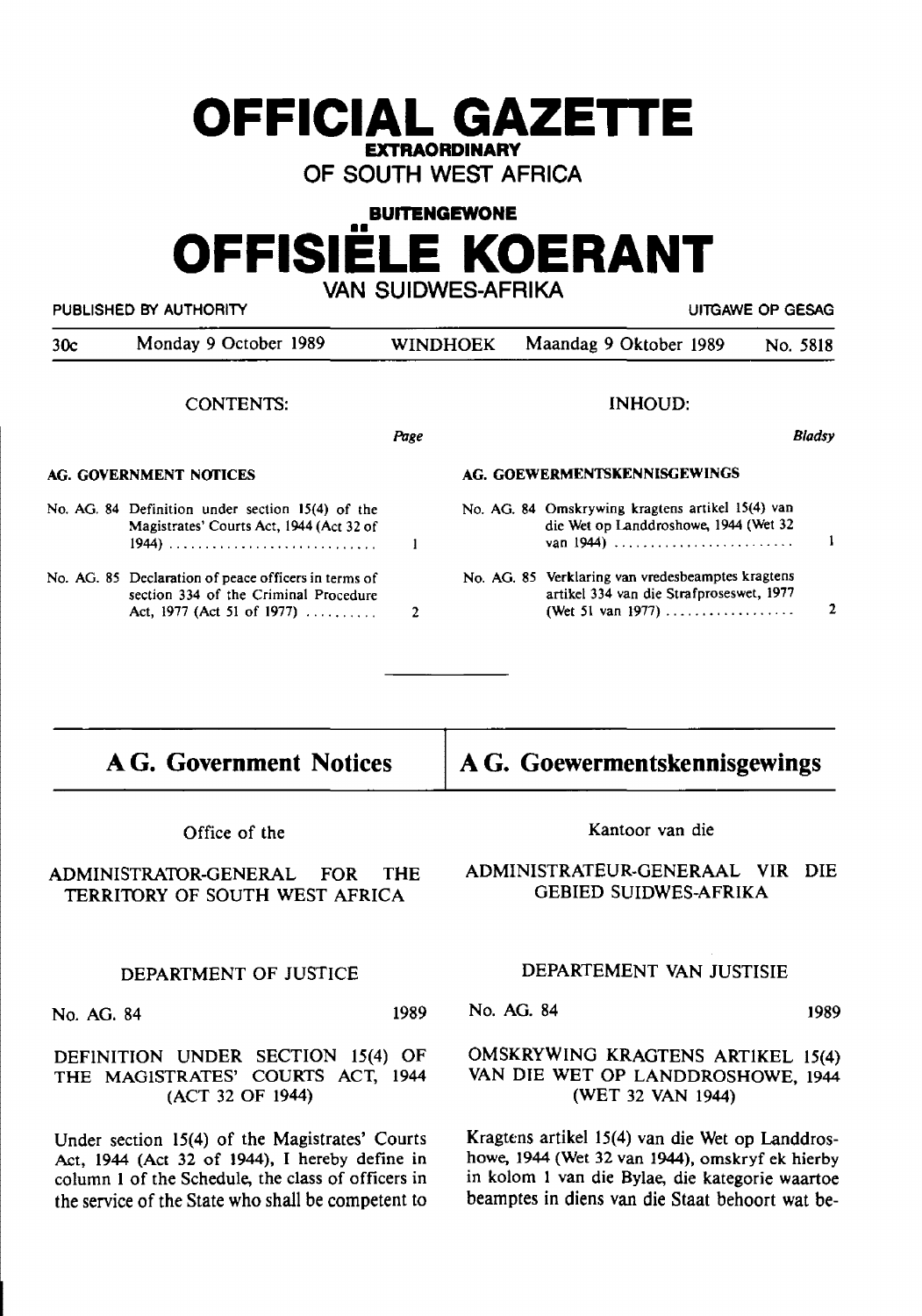# OFFICIAL GAZETTE

**EXTRAORDINARY**

**OF SOUTH WEST AFRICA**

**BUITENGEWONE**

# OFFISIËLE KOERANT

**VAN SUIDWES-AFRIKA**

PUBLISHED BY AUTHORITY | UITGAWE OP GESAG

| 30c | Monday 9 October 1989 | WINDHOEK | Maandag 9 Oktober 1989 | No. 5818 |
|---|---|---|---|---|

CONTENTS:

| | Page |
|---|---|
| **AG. GOVERNMENT NOTICES** | |
| No. AG. 84 Definition under section 15(4) of the Magistrates' Courts Act, 1944 (Act 32 of 1944) | 1 |
| No. AG. 85 Declaration of peace officers in terms of section 334 of the Criminal Procedure Act, 1977 (Act 51 of 1977) | 2 |

INHOUD:

| | Bladsy |
|---|---|
| **AG. GOEWERMENTSKENNISGEWINGS** | |
| No. AG. 84 Omskrywing kragtens artikel 15(4) van die Wet op Landdroshowe, 1944 (Wet 32 van 1944) | 1 |
| No. AG. 85 Verklaring van vredesbeamptes kragtens artikel 334 van die Strafproseswet, 1977 (Wet 51 van 1977) | 2 |

## AG. Government Notices

Office of the

ADMINISTRATOR-GENERAL FOR THE TERRITORY OF SOUTH WEST AFRICA

DEPARTMENT OF JUSTICE

No. AG. 84 1989

DEFINITION UNDER SECTION 15(4) OF THE MAGISTRATES' COURTS ACT, 1944 (ACT 32 OF 1944)

Under section 15(4) of the Magistrates' Courts Act, 1944 (Act 32 of 1944), I hereby define in column 1 of the Schedule, the class of officers in the service of the State who shall be competent to

## AG. Goewermentskennisgewings

Kantoor van die

ADMINISTRATEUR-GENERAAL VIR DIE GEBIED SUIDWES-AFRIKA

DEPARTEMENT VAN JUSTISIE

No. AG. 84 1989

OMSKRYWING KRAGTENS ARTIKEL 15(4) VAN DIE WET OP LANDDROSHOWE, 1944 (WET 32 VAN 1944)

Kragtens artikel 15(4) van die Wet op Landdroshowe, 1944 (Wet 32 van 1944), omskryf ek hierby in kolom 1 van die Bylae, die kategorie waartoe beamptes in diens van die Staat behoort wat be-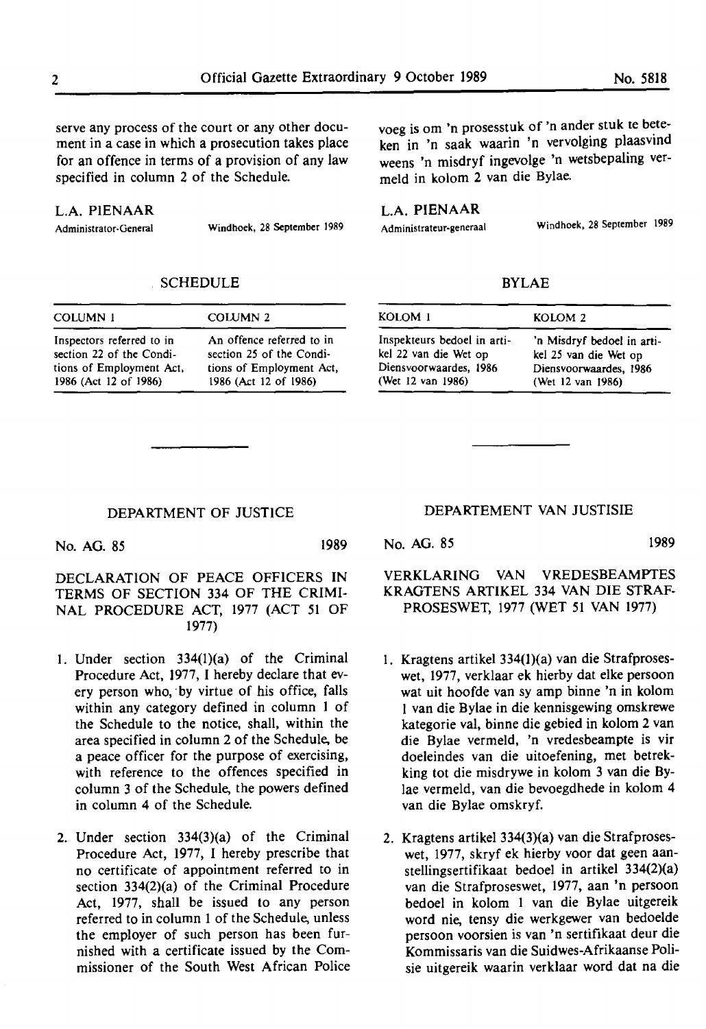serve any process of the court or any other document in a case in which a prosecution takes place for an offence in terms of a provision of any law specified in column 2 of the Schedule.

L.A. PIENAAR

Administrator-General

Windhoek, 28 September 1989

SCHEDULE

| COLUMN 1 | COLUMN 2 |
|---|---|
| Inspectors referred to in section 22 of the Conditions of Employment Act, 1986 (Act 12 of 1986) | An offence referred to in section 25 of the Conditions of Employment Act, 1986 (Act 12 of 1986) |

voeg is om 'n prosesstuk of 'n ander stuk te beteken in 'n saak waarin 'n vervolging plaasvind weens 'n misdryf ingevolge 'n wetsbepaling vermeld in kolom 2 van die Bylae.

L.A. PIENAAR

Administrateur-generaal

Windhoek, 28 September 1989

BYLAE

| KOLOM 1 | KOLOM 2 |
|---|---|
| Inspekteurs bedoel in artikel 22 van die Wet op Diensvoorwaardes, 1986 (Wet 12 van 1986) | 'n Misdryf bedoel in artikel 25 van die Wet op Diensvoorwaardes, 1986 (Wet 12 van 1986) |

## DEPARTMENT OF JUSTICE

No. AG. 85 1989

### DECLARATION OF PEACE OFFICERS IN TERMS OF SECTION 334 OF THE CRIMINAL PROCEDURE ACT, 1977 (ACT 51 OF 1977)

1. Under section 334(1)(a) of the Criminal Procedure Act, 1977, I hereby declare that every person who, by virtue of his office, falls within any category defined in column 1 of the Schedule to the notice, shall, within the area specified in column 2 of the Schedule, be a peace officer for the purpose of exercising, with reference to the offences specified in column 3 of the Schedule, the powers defined in column 4 of the Schedule.

2. Under section 334(3)(a) of the Criminal Procedure Act, 1977, I hereby prescribe that no certificate of appointment referred to in section 334(2)(a) of the Criminal Procedure Act, 1977, shall be issued to any person referred to in column 1 of the Schedule, unless the employer of such person has been furnished with a certificate issued by the Commissioner of the South West African Police

## DEPARTEMENT VAN JUSTISIE

No. AG. 85 1989

### VERKLARING VAN VREDESBEAMPTES KRAGTENS ARTIKEL 334 VAN DIE STRAFPROSESWET, 1977 (WET 51 VAN 1977)

1. Kragtens artikel 334(1)(a) van die Strafproseswet, 1977, verklaar ek hierby dat elke persoon wat uit hoofde van sy amp binne 'n in kolom 1 van die Bylae in die kennisgewing omskrewe kategorie val, binne die gebied in kolom 2 van die Bylae vermeld, 'n vredesbeampte is vir doeleindes van die uitoefening, met betrekking tot die misdrywe in kolom 3 van die Bylae vermeld, van die bevoegdhede in kolom 4 van die Bylae omskryf.

2. Kragtens artikel 334(3)(a) van die Strafproseswet, 1977, skryf ek hierby voor dat geen aanstellingsertifikaat bedoel in artikel 334(2)(a) van die Strafproseswet, 1977, aan 'n persoon bedoel in kolom 1 van die Bylae uitgereik word nie, tensy die werkgewer van bedoelde persoon voorsien is van 'n sertifikaat deur die Kommissaris van die Suidwes-Afrikaanse Polisie uitgereik waarin verklaar word dat na die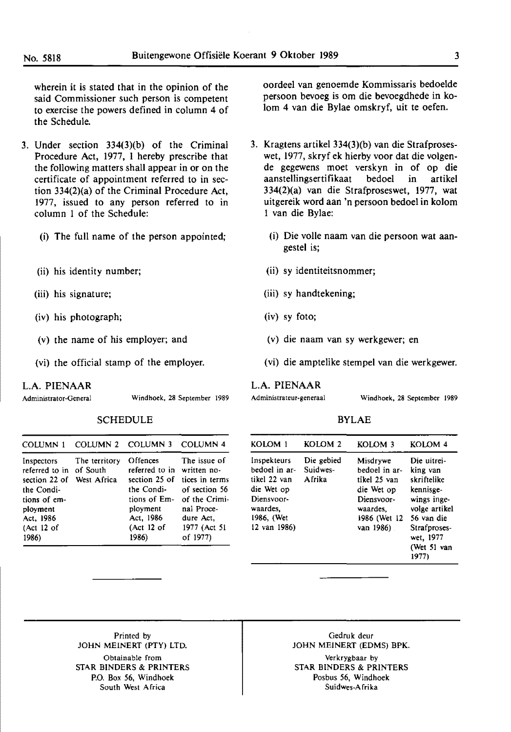wherein it is stated that in the opinion of the said Commissioner such person is competent to exercise the powers defined in column 4 of the Schedule.

3. Under section 334(3)(b) of the Criminal Procedure Act, 1977, I hereby prescribe that the following matters shall appear in or on the certificate of appointment referred to in section 334(2)(a) of the Criminal Procedure Act, 1977, issued to any person referred to in column 1 of the Schedule:

   (i) The full name of the person appointed;

   (ii) his identity number;

   (iii) his signature;

   (iv) his photograph;

   (v) the name of his employer; and

   (vi) the official stamp of the employer.

L.A. PIENAAR
Administrator-General — Windhoek, 28 September 1989

## SCHEDULE

| COLUMN 1 | COLUMN 2 | COLUMN 3 | COLUMN 4 |
|---|---|---|---|
| Inspectors referred to in section 22 of the Conditions of Employment Act, 1986 (Act 12 of 1986) | The territory of South West Africa | Offences referred to in section 25 of the Conditions of Employment Act, 1986 (Act 12 of 1986) | The issue of written notices in terms of section 56 of the Criminal Procedure Act, 1977 (Act 51 of 1977) |

oordeel van genoemde Kommissaris bedoelde persoon bevoeg is om die bevoegdhede in kolom 4 van die Bylae omskryf, uit te oefen.

3. Kragtens artikel 334(3)(b) van die Strafproseswet, 1977, skryf ek hierby voor dat die volgende gegewens moet verskyn in of op die aanstellingsertifikaat bedoel in artikel 334(2)(a) van die Strafproseswet, 1977, wat uitgereik word aan 'n persoon bedoel in kolom 1 van die Bylae:

   (i) Die volle naam van die persoon wat aangestel is;

   (ii) sy identiteitsnommer;

   (iii) sy handtekening;

   (iv) sy foto;

   (v) die naam van sy werkgewer; en

   (vi) die amptelike stempel van die werkgewer.

L.A. PIENAAR
Administrateur-generaal — Windhoek, 28 September 1989

## BYLAE

| KOLOM 1 | KOLOM 2 | KOLOM 3 | KOLOM 4 |
|---|---|---|---|
| Inspekteurs bedoel in artikel 22 van die Wet op Diensvoorwaardes, 1986, (Wet 12 van 1986) | Die gebied Suidwes-Afrika | Misdrywe bedoel in artikel 25 van die Wet op Diensvoorwaardes, 1986 (Wet 12 van 1986) | Die uitreiking van skriftelike kennisgewings ingevolge artikel 56 van die Strafproseswet, 1977 (Wet 51 van 1977) |

Printed by
JOHN MEINERT (PTY) LTD.
Obtainable from
STAR BINDERS & PRINTERS
P.O. Box 56, Windhoek
South West Africa

Gedruk deur
JOHN MEINERT (EDMS) BPK.
Verkrygbaar by
STAR BINDERS & PRINTERS
Posbus 56, Windhoek
Suidwes-Afrika